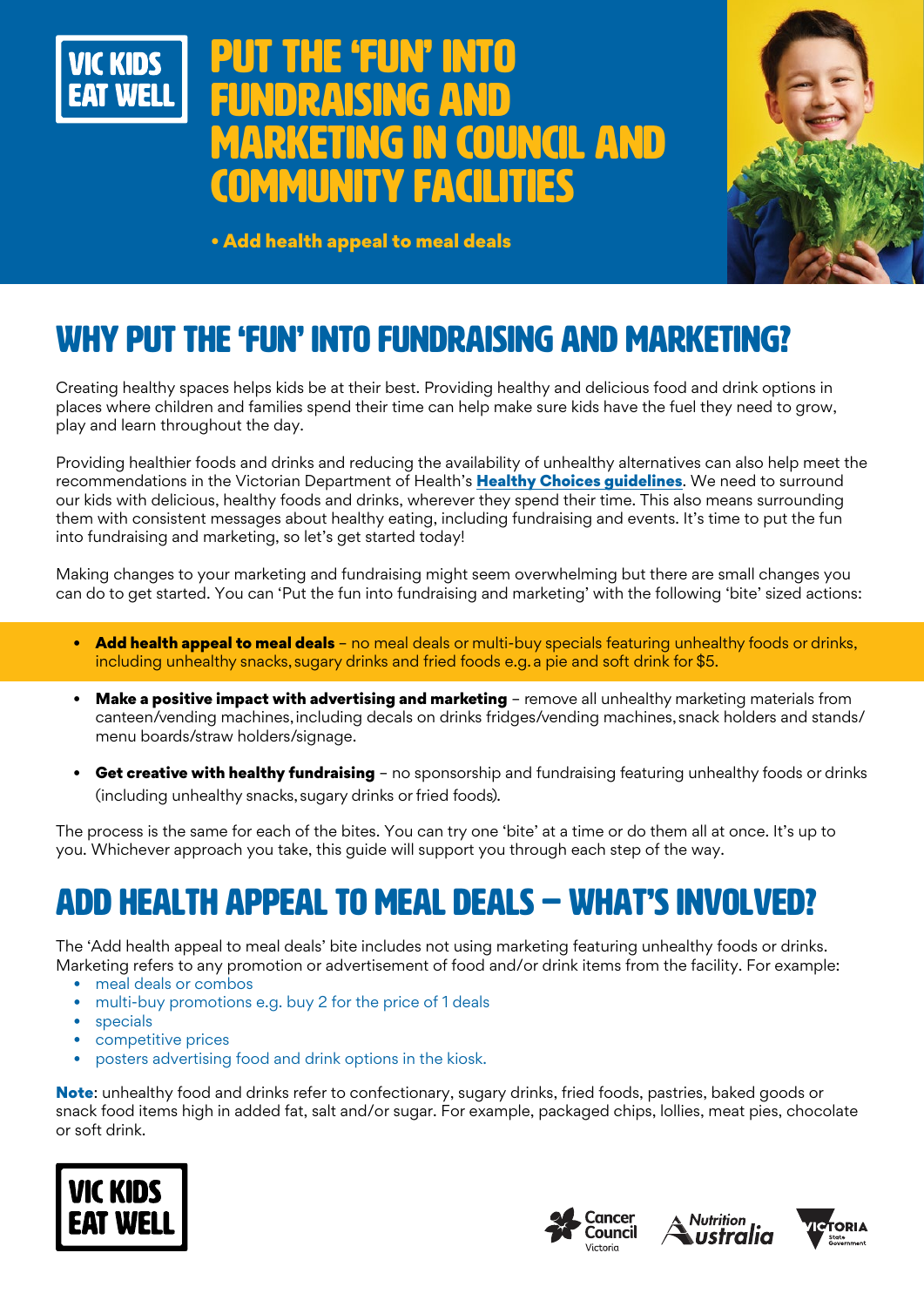VIC KIDS EAT WELL

# PUT THE 'FUN' INTO FUNDRAISING AND MARKETING IN COUNCIL AND COMMUNITY FACILITIES

**• Add health appeal to meal deals**

## WHY PUT THE 'FUN' INTO FUNDRAISING AND MARKETING?

Creating healthy spaces helps kids be at their best. Providing healthy and delicious food and drink options in places where children and families spend their time can help make sure kids have the fuel they need to grow, play and learn throughout the day.

Providing healthier foods and drinks and reducing the availability of unhealthy alternatives can also help meet the recommendations in the Victorian Department of Health's **Healthy Choices guidelines**. We need to surround our kids with delicious, healthy foods and drinks, wherever they spend their time. This also means surrounding them with consistent messages about healthy eating, including fundraising and events. It's time to put the fun into fundraising and marketing, so let's get started today!

Making changes to your marketing and fundraising might seem overwhelming but there are small changes you can do to get started. You can 'Put the fun into fundraising and marketing' with the following 'bite' sized actions:

- **Add health appeal to meal deals** – no meal deals or multi-buy specials featuring unhealthy foods or drinks, including unhealthy snacks, sugary drinks and fried foods e.g. a pie and soft drink for $5.
- **Make a positive impact with advertising and marketing** – remove all unhealthy marketing materials from canteen/vending machines, including decals on drinks fridges/vending machines, snack holders and stands/ menu boards/straw holders/signage.
- **Get creative with healthy fundraising** – no sponsorship and fundraising featuring unhealthy foods or drinks (including unhealthy snacks, sugary drinks or fried foods).

The process is the same for each of the bites. You can try one 'bite' at a time or do them all at once. It's up to you. Whichever approach you take, this guide will support you through each step of the way.

## ADD HEALTH APPEAL TO MEAL DEALS – WHAT'S INVOLVED?

The 'Add health appeal to meal deals' bite includes not using marketing featuring unhealthy foods or drinks. Marketing refers to any promotion or advertisement of food and/or drink items from the facility. For example:

- meal deals or combos
- multi-buy promotions e.g. buy 2 for the price of 1 deals
- specials
- competitive prices
- posters advertising food and drink options in the kiosk.

**Note**: unhealthy food and drinks refer to confectionary, sugary drinks, fried foods, pastries, baked goods or snack food items high in added fat, salt and/or sugar. For example, packaged chips, lollies, meat pies, chocolate or soft drink.

VIC KIDS EAT WELL

Cancer Council Victoria | Nutrition Australia | Victoria State Government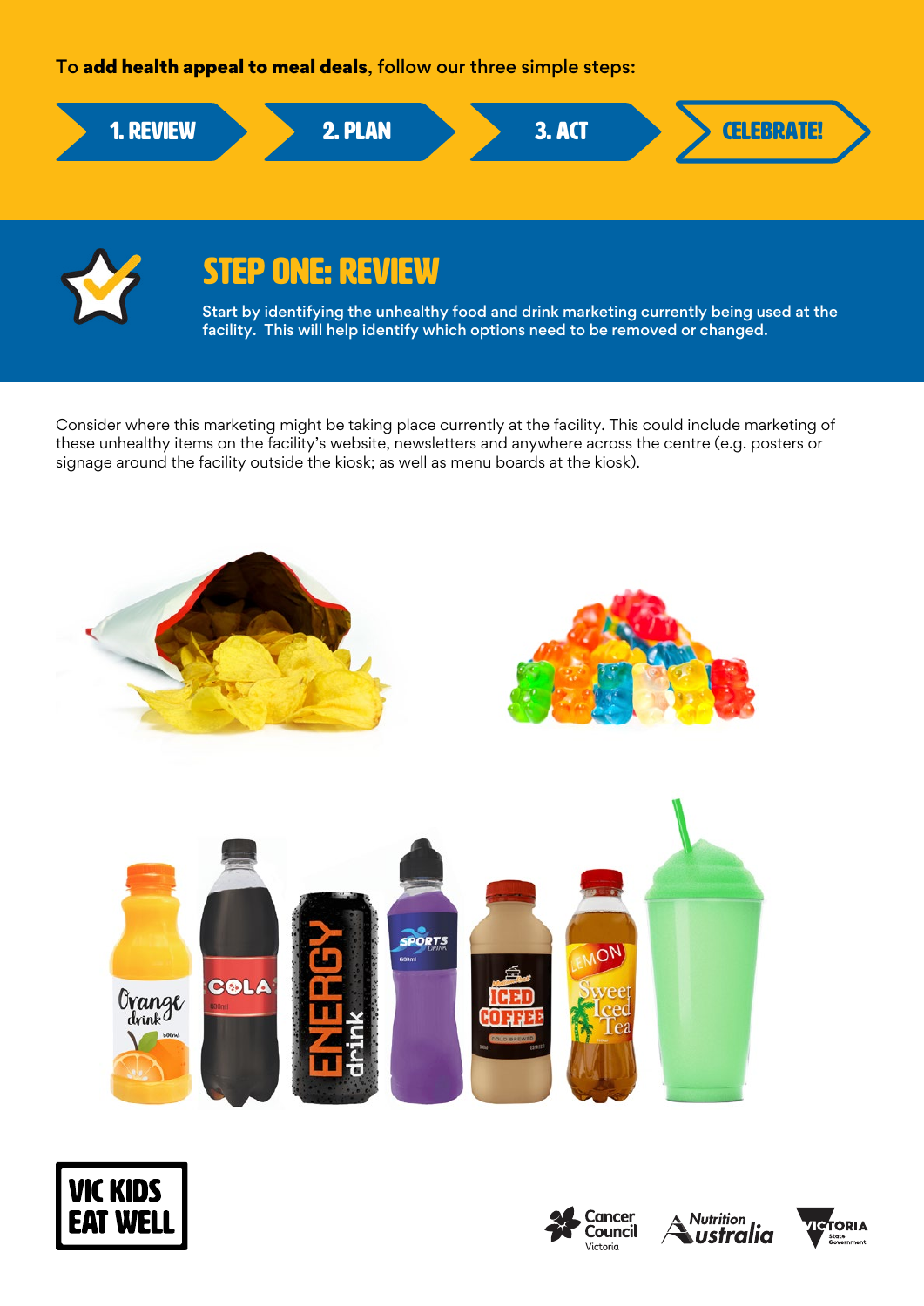To **add health appeal to meal deals**, follow our three simple steps:

1. REVIEW
2. PLAN
3. ACT

CELEBRATE!

## STEP ONE: REVIEW

Start by identifying the unhealthy food and drink marketing currently being used at the facility. This will help identify which options need to be removed or changed.

Consider where this marketing might be taking place currently at the facility. This could include marketing of these unhealthy items on the facility's website, newsletters and anywhere across the centre (e.g. posters or signage around the facility outside the kiosk; as well as menu boards at the kiosk).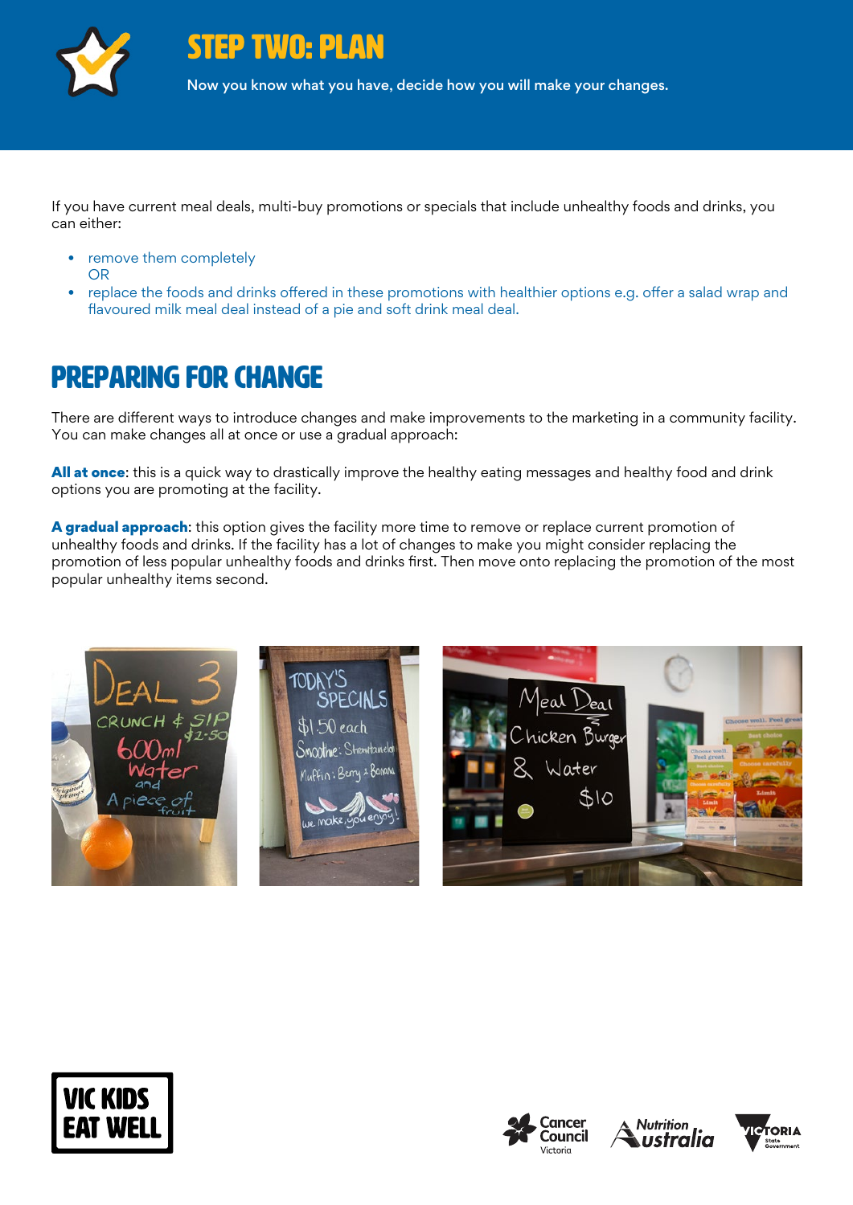# STEP TWO: PLAN

Now you know what you have, decide how you will make your changes.

If you have current meal deals, multi-buy promotions or specials that include unhealthy foods and drinks, you can either:

- remove them completely
  OR
- replace the foods and drinks offered in these promotions with healthier options e.g. offer a salad wrap and flavoured milk meal deal instead of a pie and soft drink meal deal.

## PREPARING FOR CHANGE

There are different ways to introduce changes and make improvements to the marketing in a community facility. You can make changes all at once or use a gradual approach:

**All at once**: this is a quick way to drastically improve the healthy eating messages and healthy food and drink options you are promoting at the facility.

**A gradual approach**: this option gives the facility more time to remove or replace current promotion of unhealthy foods and drinks. If the facility has a lot of changes to make you might consider replacing the promotion of less popular unhealthy foods and drinks first. Then move onto replacing the promotion of the most popular unhealthy items second.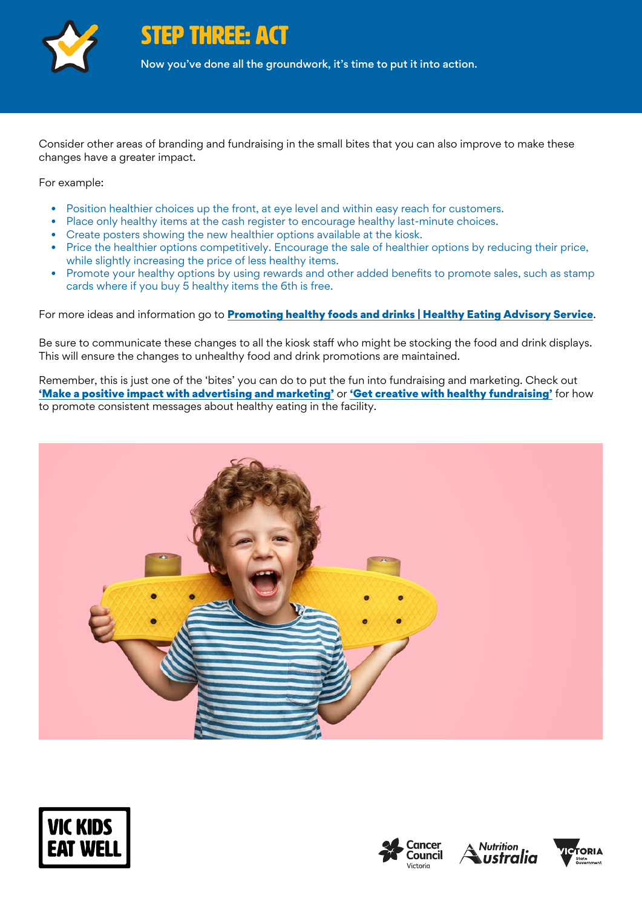# STEP THREE: ACT

Now you've done all the groundwork, it's time to put it into action.

Consider other areas of branding and fundraising in the small bites that you can also improve to make these changes have a greater impact.

For example:

- Position healthier choices up the front, at eye level and within easy reach for customers.
- Place only healthy items at the cash register to encourage healthy last-minute choices.
- Create posters showing the new healthier options available at the kiosk.
- Price the healthier options competitively. Encourage the sale of healthier options by reducing their price, while slightly increasing the price of less healthy items.
- Promote your healthy options by using rewards and other added benefits to promote sales, such as stamp cards where if you buy 5 healthy items the 6th is free.

For more ideas and information go to **Promoting healthy foods and drinks | Healthy Eating Advisory Service**.

Be sure to communicate these changes to all the kiosk staff who might be stocking the food and drink displays. This will ensure the changes to unhealthy food and drink promotions are maintained.

Remember, this is just one of the 'bites' you can do to put the fun into fundraising and marketing. Check out **'Make a positive impact with advertising and marketing'** or **'Get creative with healthy fundraising'** for how to promote consistent messages about healthy eating in the facility.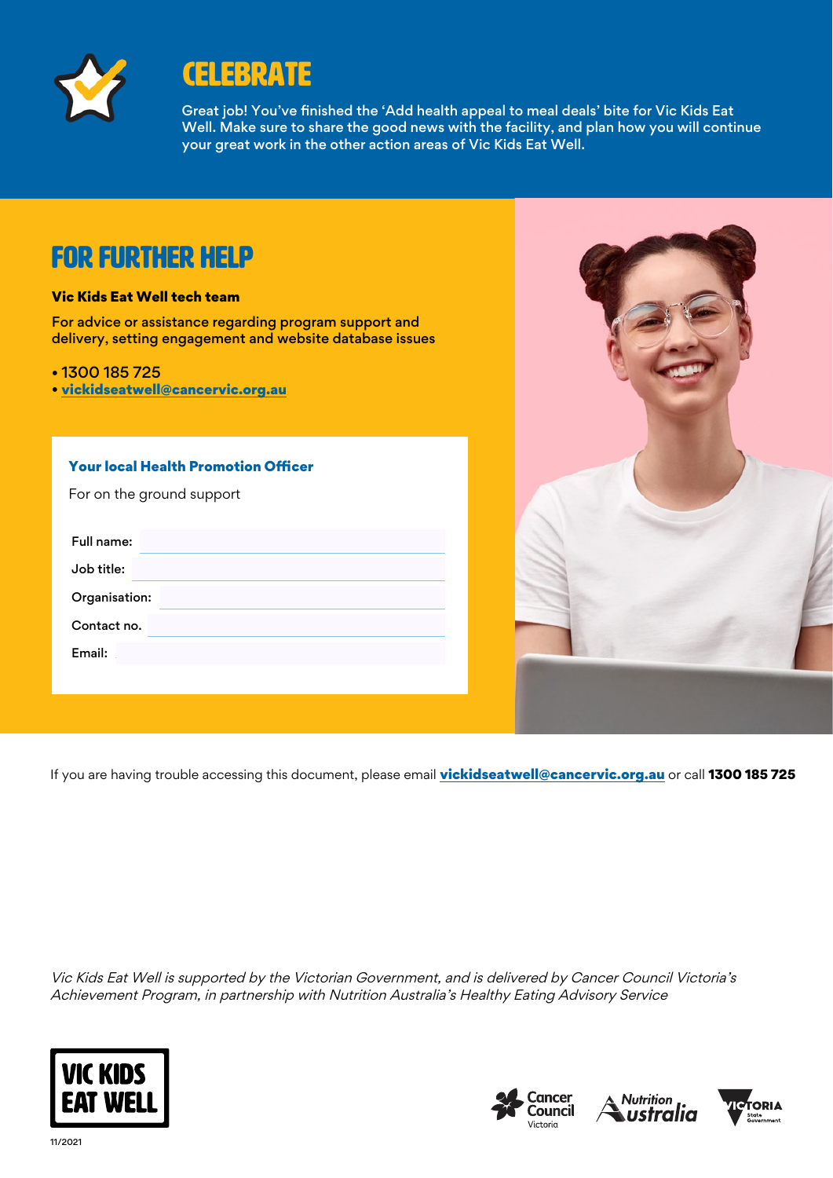# CELEBRATE

Great job! You've finished the 'Add health appeal to meal deals' bite for Vic Kids Eat Well. Make sure to share the good news with the facility, and plan how you will continue your great work in the other action areas of Vic Kids Eat Well.

## FOR FURTHER HELP

**Vic Kids Eat Well tech team**

For advice or assistance regarding program support and delivery, setting engagement and website database issues

- 1300 185 725
- **vickidseatwell@cancervic.org.au**

### Your local Health Promotion Officer

For on the ground support

Full name:

Job title:

Organisation:

Contact no.

Email:

If you are having trouble accessing this document, please email **vickidseatwell@cancervic.org.au** or call **1300 185 725**

*Vic Kids Eat Well is supported by the Victorian Government, and is delivered by Cancer Council Victoria's Achievement Program, in partnership with Nutrition Australia's Healthy Eating Advisory Service*

VIC KIDS EAT WELL

Cancer Council Victoria

Nutrition Australia

VICTORIA State Government

11/2021